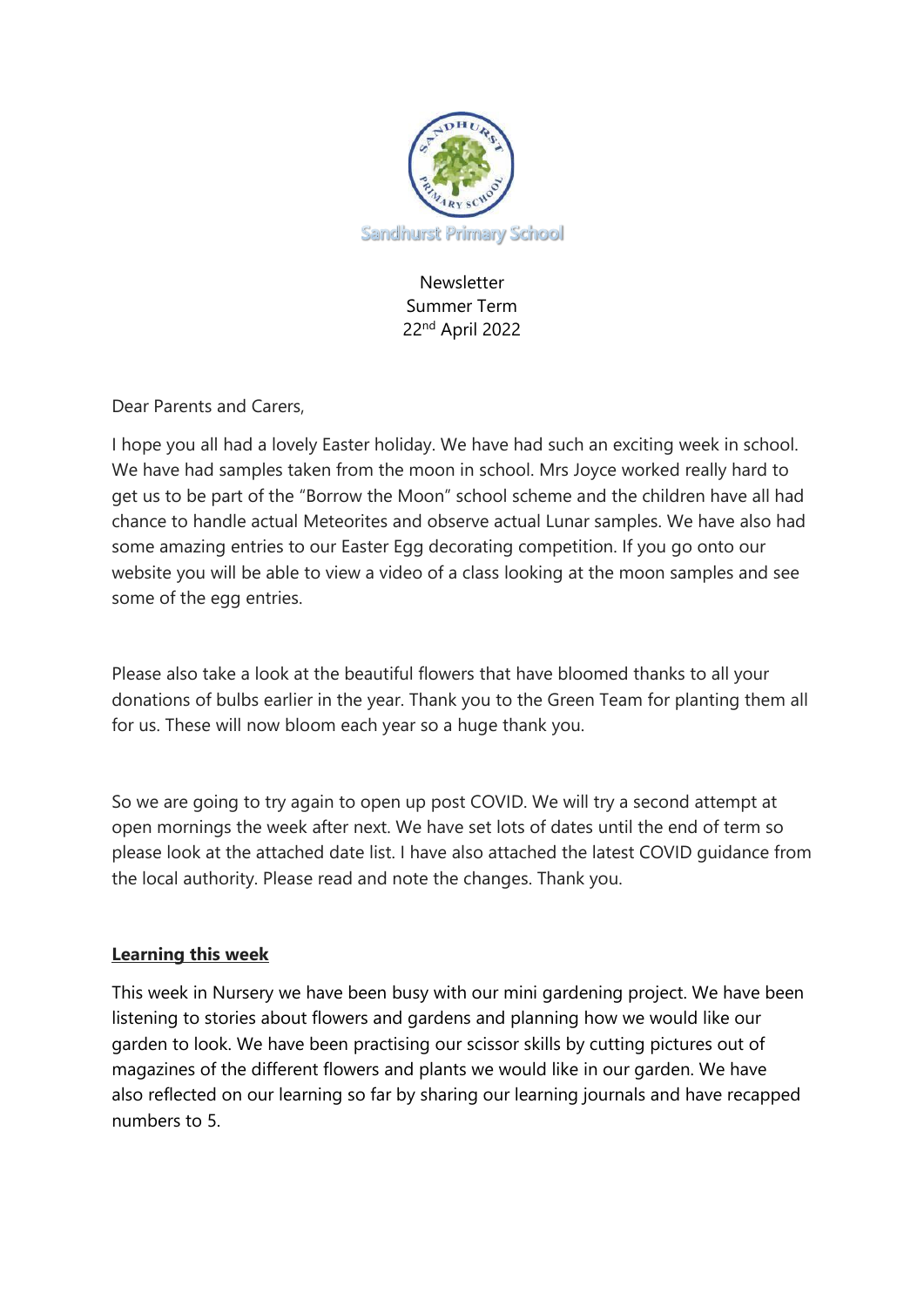Sandhurst Primary School

Newsletter
Summer Term
22nd April 2022

Dear Parents and Carers,

I hope you all had a lovely Easter holiday. We have had such an exciting week in school. We have had samples taken from the moon in school. Mrs Joyce worked really hard to get us to be part of the "Borrow the Moon" school scheme and the children have all had chance to handle actual Meteorites and observe actual Lunar samples. We have also had some amazing entries to our Easter Egg decorating competition. If you go onto our website you will be able to view a video of a class looking at the moon samples and see some of the egg entries.

Please also take a look at the beautiful flowers that have bloomed thanks to all your donations of bulbs earlier in the year. Thank you to the Green Team for planting them all for us. These will now bloom each year so a huge thank you.

So we are going to try again to open up post COVID. We will try a second attempt at open mornings the week after next. We have set lots of dates until the end of term so please look at the attached date list. I have also attached the latest COVID guidance from the local authority. Please read and note the changes. Thank you.

**Learning this week**

This week in Nursery we have been busy with our mini gardening project. We have been listening to stories about flowers and gardens and planning how we would like our garden to look. We have been practising our scissor skills by cutting pictures out of magazines of the different flowers and plants we would like in our garden. We have also reflected on our learning so far by sharing our learning journals and have recapped numbers to 5.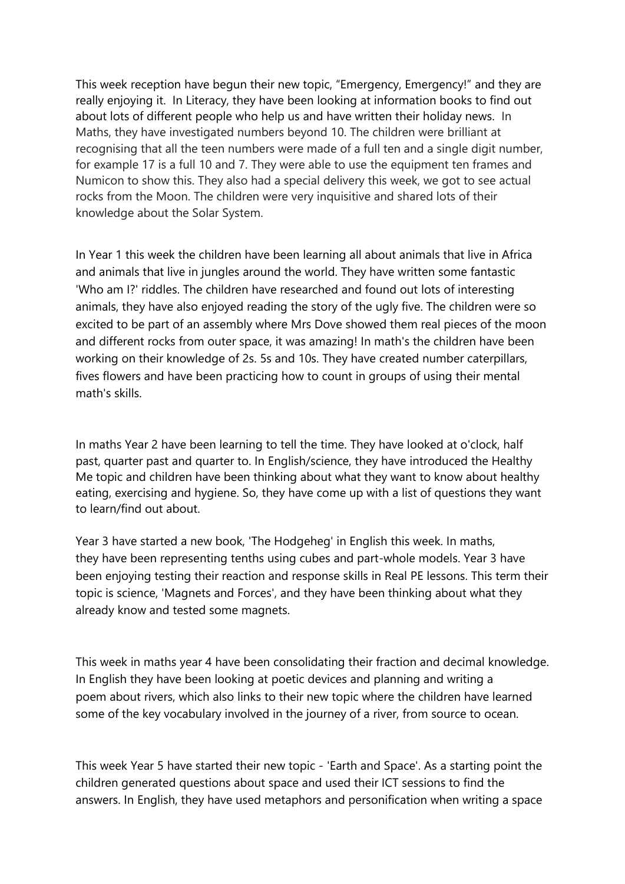This week reception have begun their new topic, “Emergency, Emergency!” and they are really enjoying it. In Literacy, they have been looking at information books to find out about lots of different people who help us and have written their holiday news. In Maths, they have investigated numbers beyond 10. The children were brilliant at recognising that all the teen numbers were made of a full ten and a single digit number, for example 17 is a full 10 and 7. They were able to use the equipment ten frames and Numicon to show this. They also had a special delivery this week, we got to see actual rocks from the Moon. The children were very inquisitive and shared lots of their knowledge about the Solar System.

In Year 1 this week the children have been learning all about animals that live in Africa and animals that live in jungles around the world. They have written some fantastic 'Who am I?' riddles. The children have researched and found out lots of interesting animals, they have also enjoyed reading the story of the ugly five. The children were so excited to be part of an assembly where Mrs Dove showed them real pieces of the moon and different rocks from outer space, it was amazing! In math's the children have been working on their knowledge of 2s. 5s and 10s. They have created number caterpillars, fives flowers and have been practicing how to count in groups of using their mental math's skills.

In maths Year 2 have been learning to tell the time. They have looked at o'clock, half past, quarter past and quarter to. In English/science, they have introduced the Healthy Me topic and children have been thinking about what they want to know about healthy eating, exercising and hygiene. So, they have come up with a list of questions they want to learn/find out about.

Year 3 have started a new book, 'The Hodgeheg' in English this week. In maths, they have been representing tenths using cubes and part-whole models. Year 3 have been enjoying testing their reaction and response skills in Real PE lessons. This term their topic is science, 'Magnets and Forces', and they have been thinking about what they already know and tested some magnets.

This week in maths year 4 have been consolidating their fraction and decimal knowledge. In English they have been looking at poetic devices and planning and writing a poem about rivers, which also links to their new topic where the children have learned some of the key vocabulary involved in the journey of a river, from source to ocean.

This week Year 5 have started their new topic - 'Earth and Space'. As a starting point the children generated questions about space and used their ICT sessions to find the answers. In English, they have used metaphors and personification when writing a space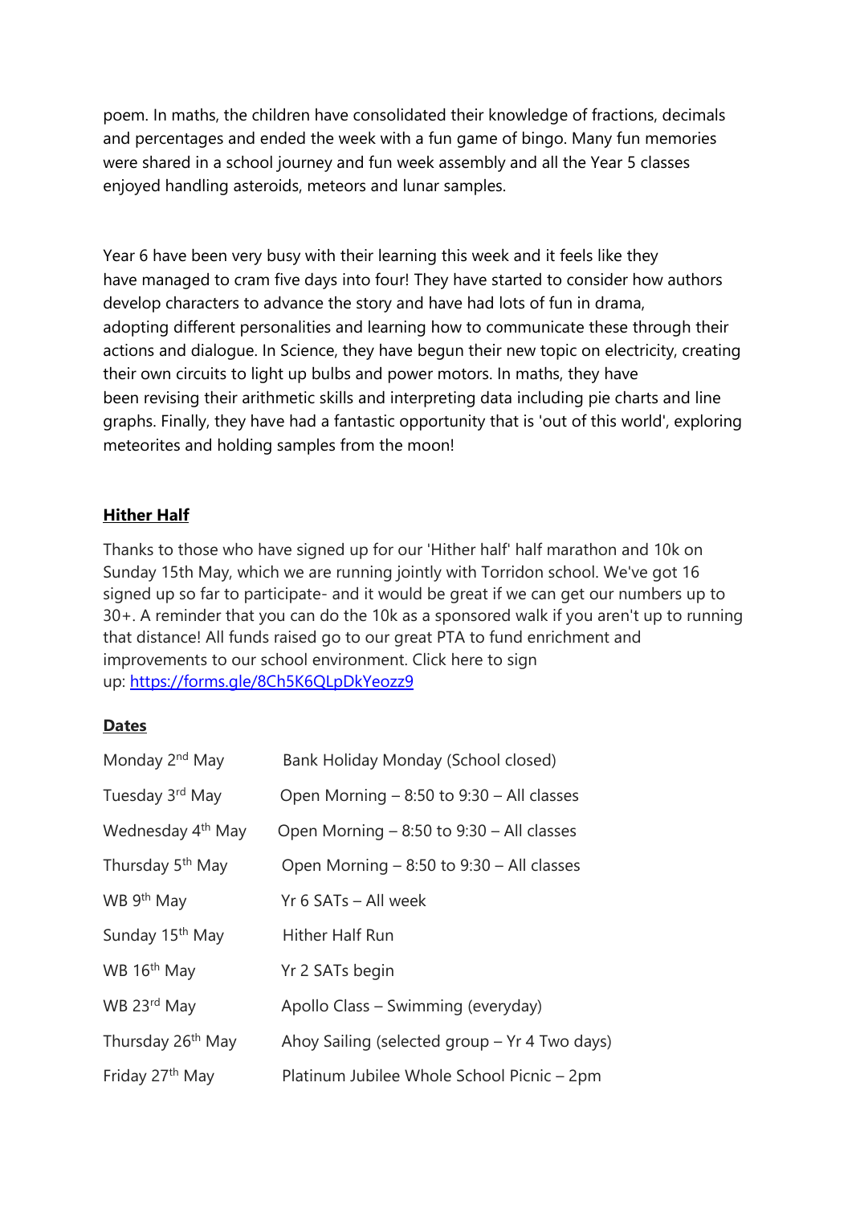poem. In maths, the children have consolidated their knowledge of fractions, decimals and percentages and ended the week with a fun game of bingo. Many fun memories were shared in a school journey and fun week assembly and all the Year 5 classes enjoyed handling asteroids, meteors and lunar samples.

Year 6 have been very busy with their learning this week and it feels like they have managed to cram five days into four! They have started to consider how authors develop characters to advance the story and have had lots of fun in drama, adopting different personalities and learning how to communicate these through their actions and dialogue. In Science, they have begun their new topic on electricity, creating their own circuits to light up bulbs and power motors. In maths, they have been revising their arithmetic skills and interpreting data including pie charts and line graphs. Finally, they have had a fantastic opportunity that is 'out of this world', exploring meteorites and holding samples from the moon!

## **Hither Half**

Thanks to those who have signed up for our 'Hither half' half marathon and 10k on Sunday 15th May, which we are running jointly with Torridon school. We've got 16 signed up so far to participate- and it would be great if we can get our numbers up to 30+. A reminder that you can do the 10k as a sponsored walk if you aren't up to running that distance! All funds raised go to our great PTA to fund enrichment and improvements to our school environment. Click here to sign up: https://forms.gle/8Ch5K6QLpDkYeozz9

## **Dates**

| | |
|---|---|
| Monday 2nd May | Bank Holiday Monday (School closed) |
| Tuesday 3rd May | Open Morning – 8:50 to 9:30 – All classes |
| Wednesday 4th May | Open Morning – 8:50 to 9:30 – All classes |
| Thursday 5th May | Open Morning – 8:50 to 9:30 – All classes |
| WB 9th May | Yr 6 SATs – All week |
| Sunday 15th May | Hither Half Run |
| WB 16th May | Yr 2 SATs begin |
| WB 23rd May | Apollo Class – Swimming (everyday) |
| Thursday 26th May | Ahoy Sailing (selected group – Yr 4 Two days) |
| Friday 27th May | Platinum Jubilee Whole School Picnic – 2pm |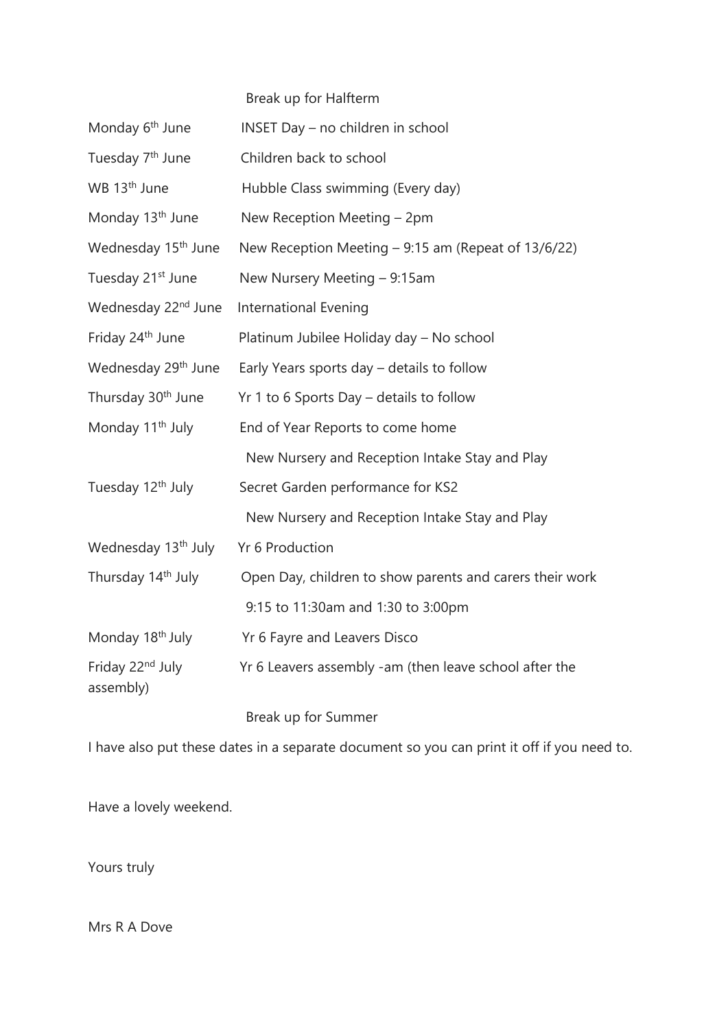| | |
|---|---|
| | Break up for Halfterm |
| Monday 6th June | INSET Day – no children in school |
| Tuesday 7th June | Children back to school |
| WB 13th June | Hubble Class swimming (Every day) |
| Monday 13th June | New Reception Meeting – 2pm |
| Wednesday 15th June | New Reception Meeting – 9:15 am (Repeat of 13/6/22) |
| Tuesday 21st June | New Nursery Meeting – 9:15am |
| Wednesday 22nd June | International Evening |
| Friday 24th June | Platinum Jubilee Holiday day – No school |
| Wednesday 29th June | Early Years sports day – details to follow |
| Thursday 30th June | Yr 1 to 6 Sports Day – details to follow |
| Monday 11th July | End of Year Reports to come home |
| | New Nursery and Reception Intake Stay and Play |
| Tuesday 12th July | Secret Garden performance for KS2 |
| | New Nursery and Reception Intake Stay and Play |
| Wednesday 13th July | Yr 6 Production |
| Thursday 14th July | Open Day, children to show parents and carers their work |
| | 9:15 to 11:30am and 1:30 to 3:00pm |
| Monday 18th July | Yr 6 Fayre and Leavers Disco |
| Friday 22nd July | Yr 6 Leavers assembly -am (then leave school after the assembly) |
| | Break up for Summer |

I have also put these dates in a separate document so you can print it off if you need to.

Have a lovely weekend.

Yours truly

Mrs R A Dove